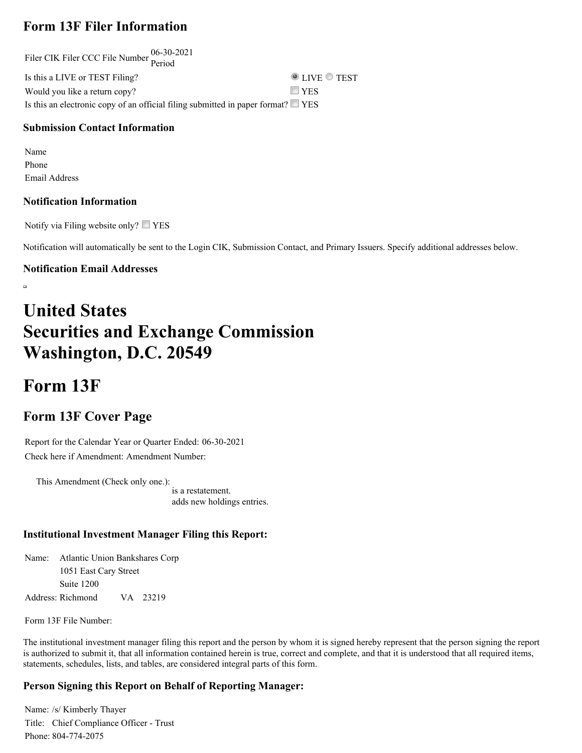## Form 13F Filer Information

| Filer CIK | Filer CCC | File Number | 06-30-2021 Period |
|---|---|---|---|

| | |
|---|---|
| Is this a LIVE or TEST Filing? | ◉ LIVE ○ TEST |
| Would you like a return copy? | ☐ YES |
| Is this an electronic copy of an official filing submitted in paper format? | ☐ YES |

### Submission Contact Information

Name
Phone
Email Address

### Notification Information

Notify via Filing website only? ☐ YES

Notification will automatically be sent to the Login CIK, Submission Contact, and Primary Issuers. Specify additional addresses below.

### Notification Email Addresses

# United States Securities and Exchange Commission Washington, D.C. 20549

# Form 13F

## Form 13F Cover Page

Report for the Calendar Year or Quarter Ended: 06-30-2021

Check here if Amendment: Amendment Number:

This Amendment (Check only one.):
is a restatement.
adds new holdings entries.

### Institutional Investment Manager Filing this Report:

Name: Atlantic Union Bankshares Corp
1051 East Cary Street
Suite 1200
Address: Richmond VA 23219

Form 13F File Number:

The institutional investment manager filing this report and the person by whom it is signed hereby represent that the person signing the report is authorized to submit it, that all information contained herein is true, correct and complete, and that it is understood that all required items, statements, schedules, lists, and tables, are considered integral parts of this form.

### Person Signing this Report on Behalf of Reporting Manager:

Name: /s/ Kimberly Thayer
Title: Chief Compliance Officer - Trust
Phone: 804-774-2075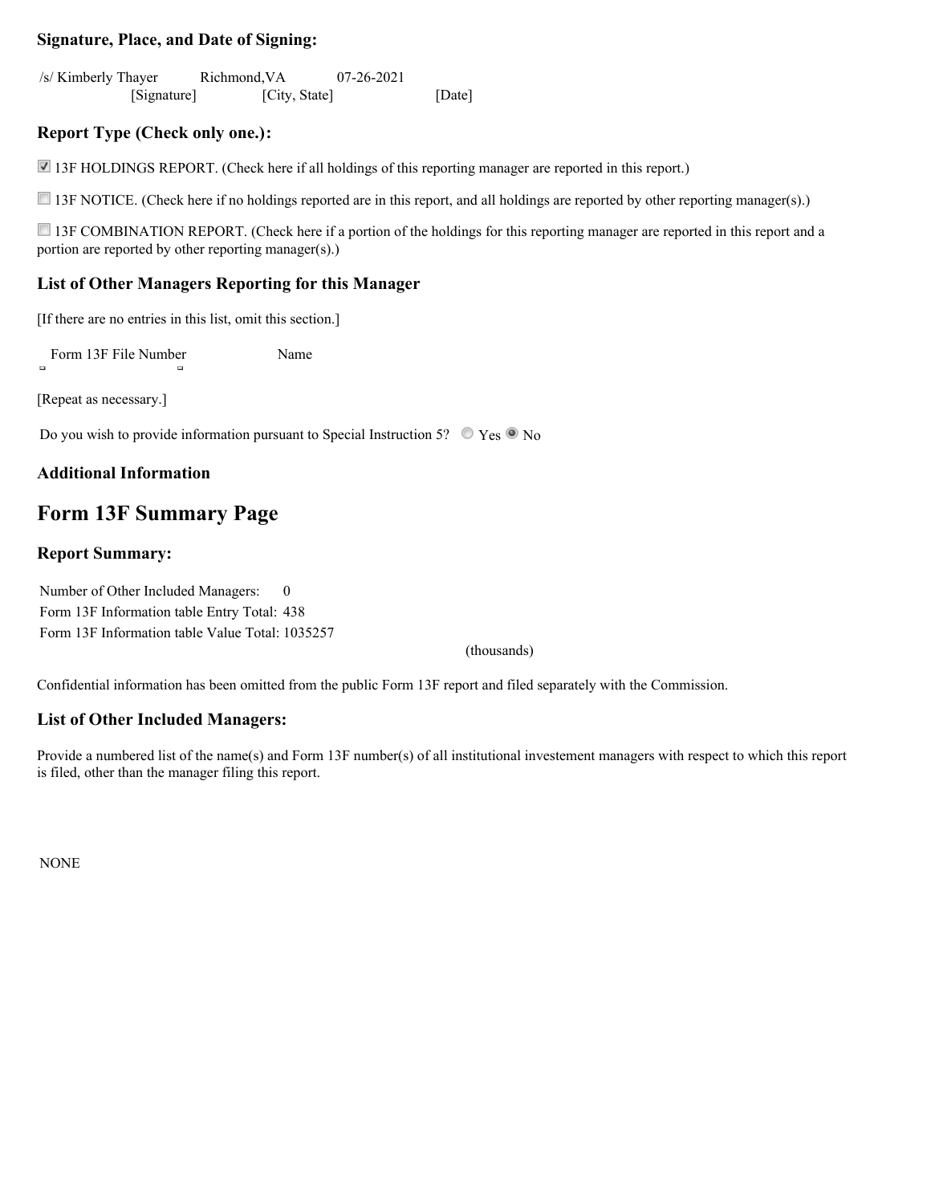### Signature, Place, and Date of Signing:

| /s/ Kimberly Thayer | Richmond,VA | 07-26-2021 |
|---|---|---|
| [Signature] | [City, State] | [Date] |

### Report Type (Check only one.):

☑ 13F HOLDINGS REPORT. (Check here if all holdings of this reporting manager are reported in this report.)

☐ 13F NOTICE. (Check here if no holdings reported are in this report, and all holdings are reported by other reporting manager(s).)

☐ 13F COMBINATION REPORT. (Check here if a portion of the holdings for this reporting manager are reported in this report and a portion are reported by other reporting manager(s).)

### List of Other Managers Reporting for this Manager

[If there are no entries in this list, omit this section.]

| Form 13F File Number | Name |
|---|---|

[Repeat as necessary.]

Do you wish to provide information pursuant to Special Instruction 5? ○ Yes ◉ No

### Additional Information

## Form 13F Summary Page

### Report Summary:

Number of Other Included Managers: 0

Form 13F Information table Entry Total: 438

Form 13F Information table Value Total: 1035257 (thousands)

Confidential information has been omitted from the public Form 13F report and filed separately with the Commission.

### List of Other Included Managers:

Provide a numbered list of the name(s) and Form 13F number(s) of all institutional investement managers with respect to which this report is filed, other than the manager filing this report.

NONE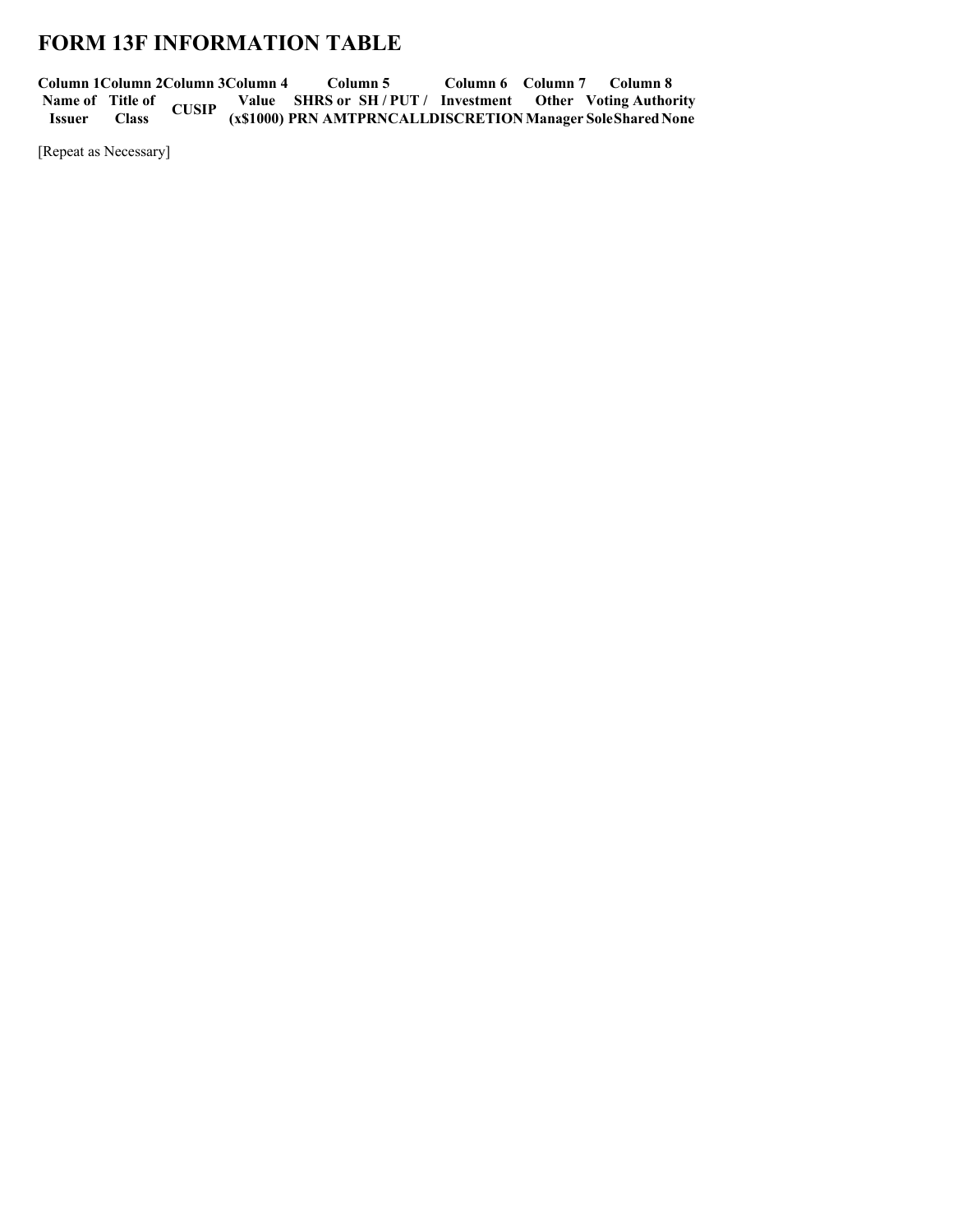# FORM 13F INFORMATION TABLE

| Column 1 | Column 2 | Column 3 | Column 4 | Column 5 | | | Column 6 | Column 7 | Column 8 | | |
|---|---|---|---|---|---|---|---|---|---|---|---|
| Name of Issuer | Title of Class | CUSIP | Value (x$1000) | SHRS or PRN AMT | SH / PRN | PUT / CALL | Investment DISCRETION | Other Manager | Voting Authority | | |
| | | | | | | | | | Sole | Shared | None |

[Repeat as Necessary]